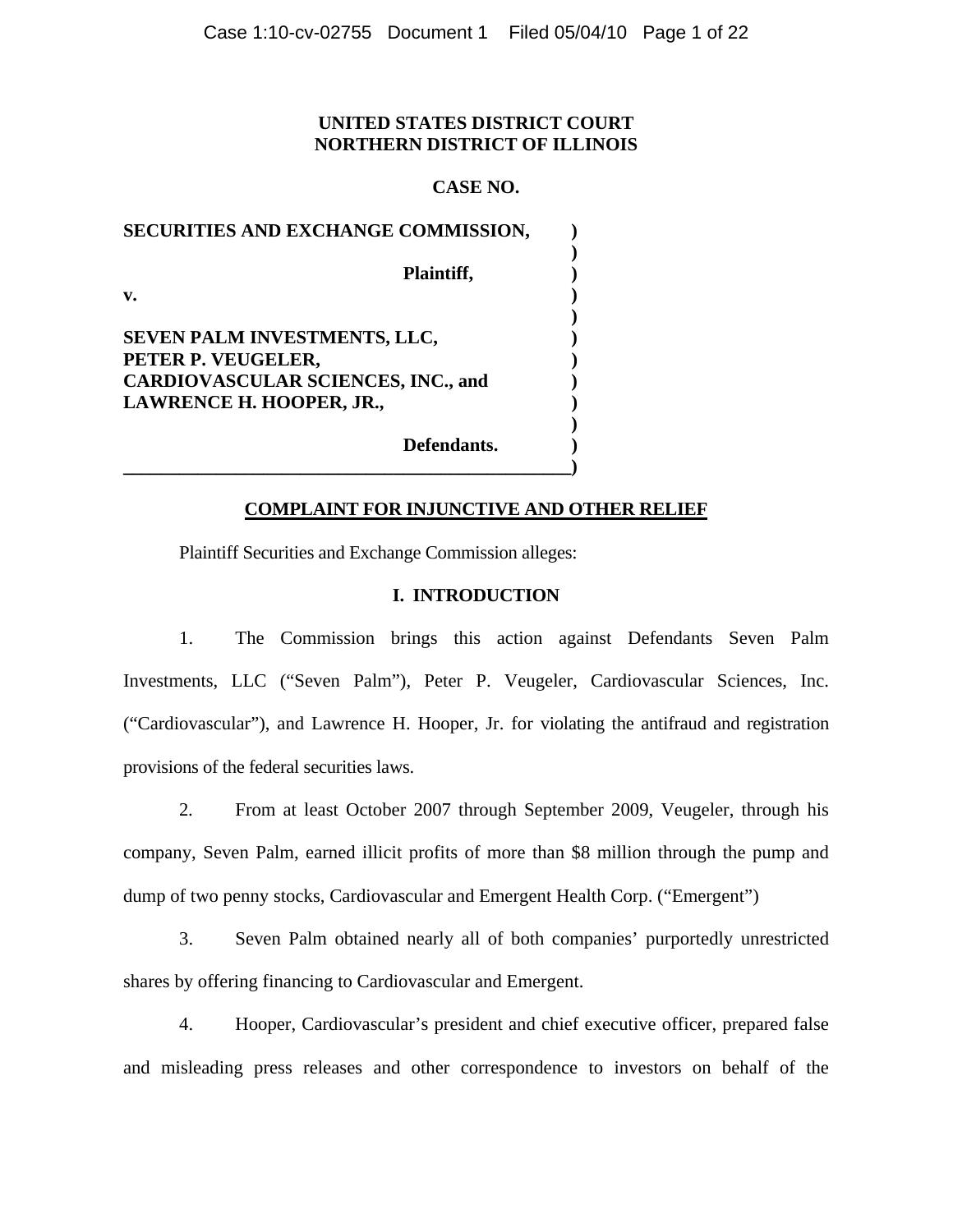**UNITED STATES DISTRICT COURT**
**NORTHERN DISTRICT OF ILLINOIS**

**CASE NO.**

**SECURITIES AND EXCHANGE COMMISSION,**

**Plaintiff,**

**v.**

**SEVEN PALM INVESTMENTS, LLC,**
**PETER P. VEUGELER,**
**CARDIOVASCULAR SCIENCES, INC., and**
**LAWRENCE H. HOOPER, JR.,**

**Defendants.**

## COMPLAINT FOR INJUNCTIVE AND OTHER RELIEF

Plaintiff Securities and Exchange Commission alleges:

## I. INTRODUCTION

1. The Commission brings this action against Defendants Seven Palm Investments, LLC ("Seven Palm"), Peter P. Veugeler, Cardiovascular Sciences, Inc. ("Cardiovascular"), and Lawrence H. Hooper, Jr. for violating the antifraud and registration provisions of the federal securities laws.

2. From at least October 2007 through September 2009, Veugeler, through his company, Seven Palm, earned illicit profits of more than $8 million through the pump and dump of two penny stocks, Cardiovascular and Emergent Health Corp. ("Emergent")

3. Seven Palm obtained nearly all of both companies' purportedly unrestricted shares by offering financing to Cardiovascular and Emergent.

4. Hooper, Cardiovascular's president and chief executive officer, prepared false and misleading press releases and other correspondence to investors on behalf of the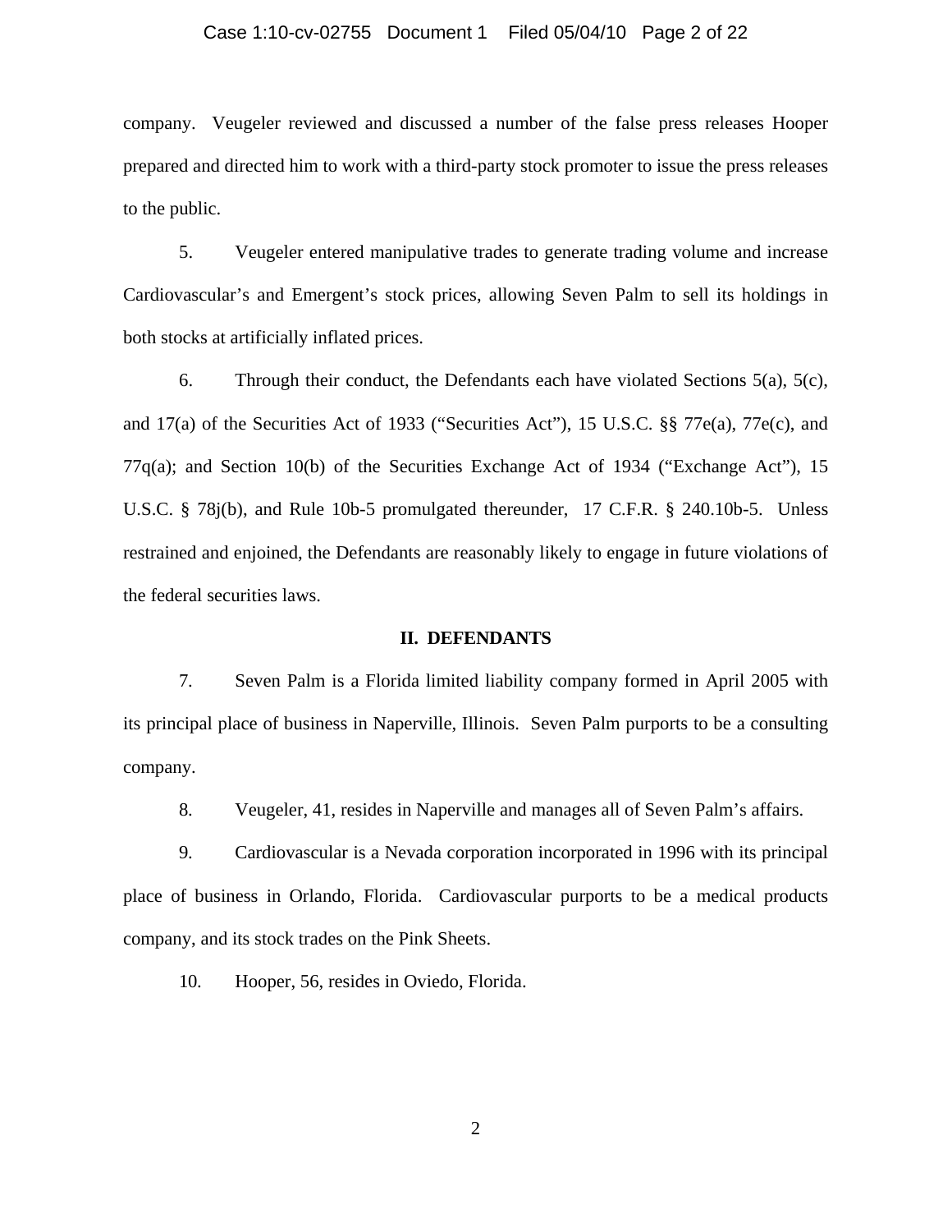company. Veugeler reviewed and discussed a number of the false press releases Hooper prepared and directed him to work with a third-party stock promoter to issue the press releases to the public.

5. Veugeler entered manipulative trades to generate trading volume and increase Cardiovascular's and Emergent's stock prices, allowing Seven Palm to sell its holdings in both stocks at artificially inflated prices.

6. Through their conduct, the Defendants each have violated Sections 5(a), 5(c), and 17(a) of the Securities Act of 1933 ("Securities Act"), 15 U.S.C. §§ 77e(a), 77e(c), and 77q(a); and Section 10(b) of the Securities Exchange Act of 1934 ("Exchange Act"), 15 U.S.C. § 78j(b), and Rule 10b-5 promulgated thereunder, 17 C.F.R. § 240.10b-5. Unless restrained and enjoined, the Defendants are reasonably likely to engage in future violations of the federal securities laws.

## II. DEFENDANTS

7. Seven Palm is a Florida limited liability company formed in April 2005 with its principal place of business in Naperville, Illinois. Seven Palm purports to be a consulting company.

8. Veugeler, 41, resides in Naperville and manages all of Seven Palm's affairs.

9. Cardiovascular is a Nevada corporation incorporated in 1996 with its principal place of business in Orlando, Florida. Cardiovascular purports to be a medical products company, and its stock trades on the Pink Sheets.

10. Hooper, 56, resides in Oviedo, Florida.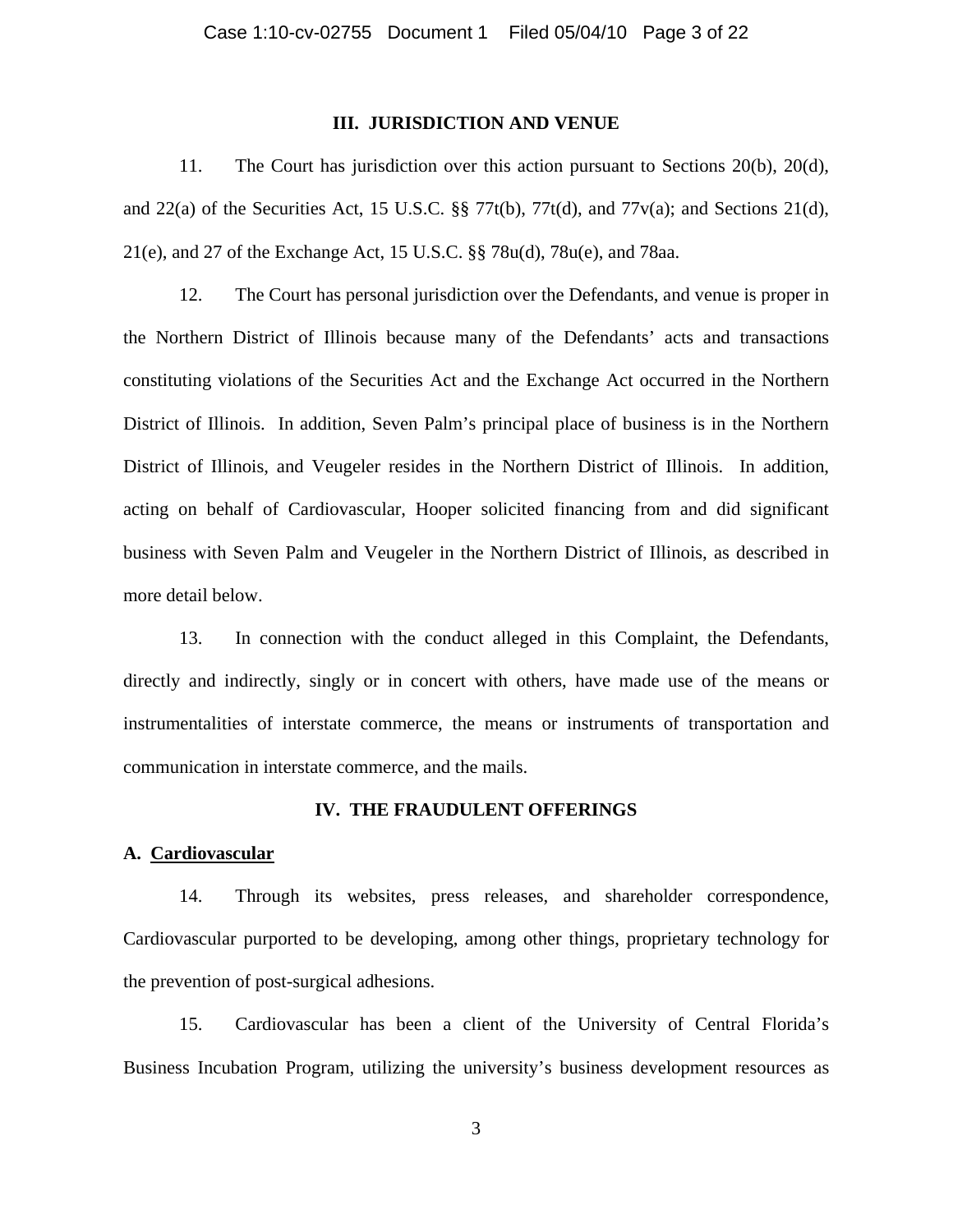## III. JURISDICTION AND VENUE

11. The Court has jurisdiction over this action pursuant to Sections 20(b), 20(d), and 22(a) of the Securities Act, 15 U.S.C. §§ 77t(b), 77t(d), and 77v(a); and Sections 21(d), 21(e), and 27 of the Exchange Act, 15 U.S.C. §§ 78u(d), 78u(e), and 78aa.

12. The Court has personal jurisdiction over the Defendants, and venue is proper in the Northern District of Illinois because many of the Defendants' acts and transactions constituting violations of the Securities Act and the Exchange Act occurred in the Northern District of Illinois. In addition, Seven Palm's principal place of business is in the Northern District of Illinois, and Veugeler resides in the Northern District of Illinois. In addition, acting on behalf of Cardiovascular, Hooper solicited financing from and did significant business with Seven Palm and Veugeler in the Northern District of Illinois, as described in more detail below.

13. In connection with the conduct alleged in this Complaint, the Defendants, directly and indirectly, singly or in concert with others, have made use of the means or instrumentalities of interstate commerce, the means or instruments of transportation and communication in interstate commerce, and the mails.

## IV. THE FRAUDULENT OFFERINGS

### A. Cardiovascular

14. Through its websites, press releases, and shareholder correspondence, Cardiovascular purported to be developing, among other things, proprietary technology for the prevention of post-surgical adhesions.

15. Cardiovascular has been a client of the University of Central Florida's Business Incubation Program, utilizing the university's business development resources as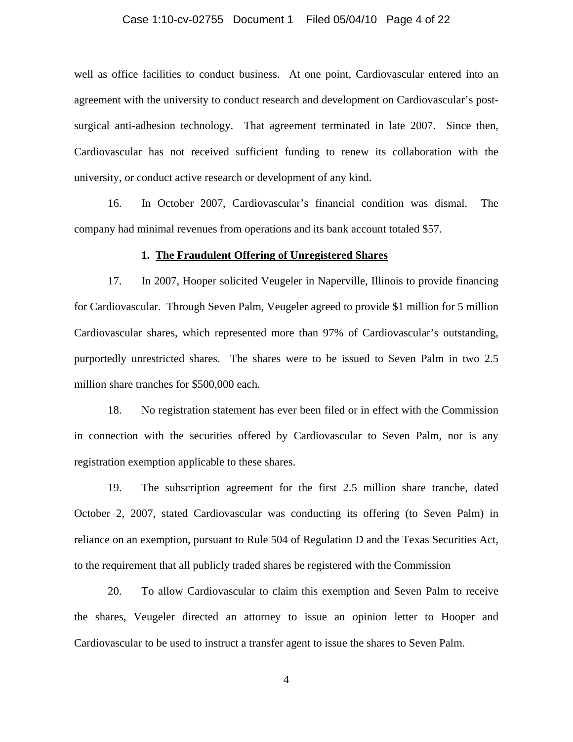well as office facilities to conduct business. At one point, Cardiovascular entered into an agreement with the university to conduct research and development on Cardiovascular's post-surgical anti-adhesion technology. That agreement terminated in late 2007. Since then, Cardiovascular has not received sufficient funding to renew its collaboration with the university, or conduct active research or development of any kind.

16. In October 2007, Cardiovascular's financial condition was dismal. The company had minimal revenues from operations and its bank account totaled $57.

**1. The Fraudulent Offering of Unregistered Shares**

17. In 2007, Hooper solicited Veugeler in Naperville, Illinois to provide financing for Cardiovascular. Through Seven Palm, Veugeler agreed to provide $1 million for 5 million Cardiovascular shares, which represented more than 97% of Cardiovascular's outstanding, purportedly unrestricted shares. The shares were to be issued to Seven Palm in two 2.5 million share tranches for $500,000 each.

18. No registration statement has ever been filed or in effect with the Commission in connection with the securities offered by Cardiovascular to Seven Palm, nor is any registration exemption applicable to these shares.

19. The subscription agreement for the first 2.5 million share tranche, dated October 2, 2007, stated Cardiovascular was conducting its offering (to Seven Palm) in reliance on an exemption, pursuant to Rule 504 of Regulation D and the Texas Securities Act, to the requirement that all publicly traded shares be registered with the Commission

20. To allow Cardiovascular to claim this exemption and Seven Palm to receive the shares, Veugeler directed an attorney to issue an opinion letter to Hooper and Cardiovascular to be used to instruct a transfer agent to issue the shares to Seven Palm.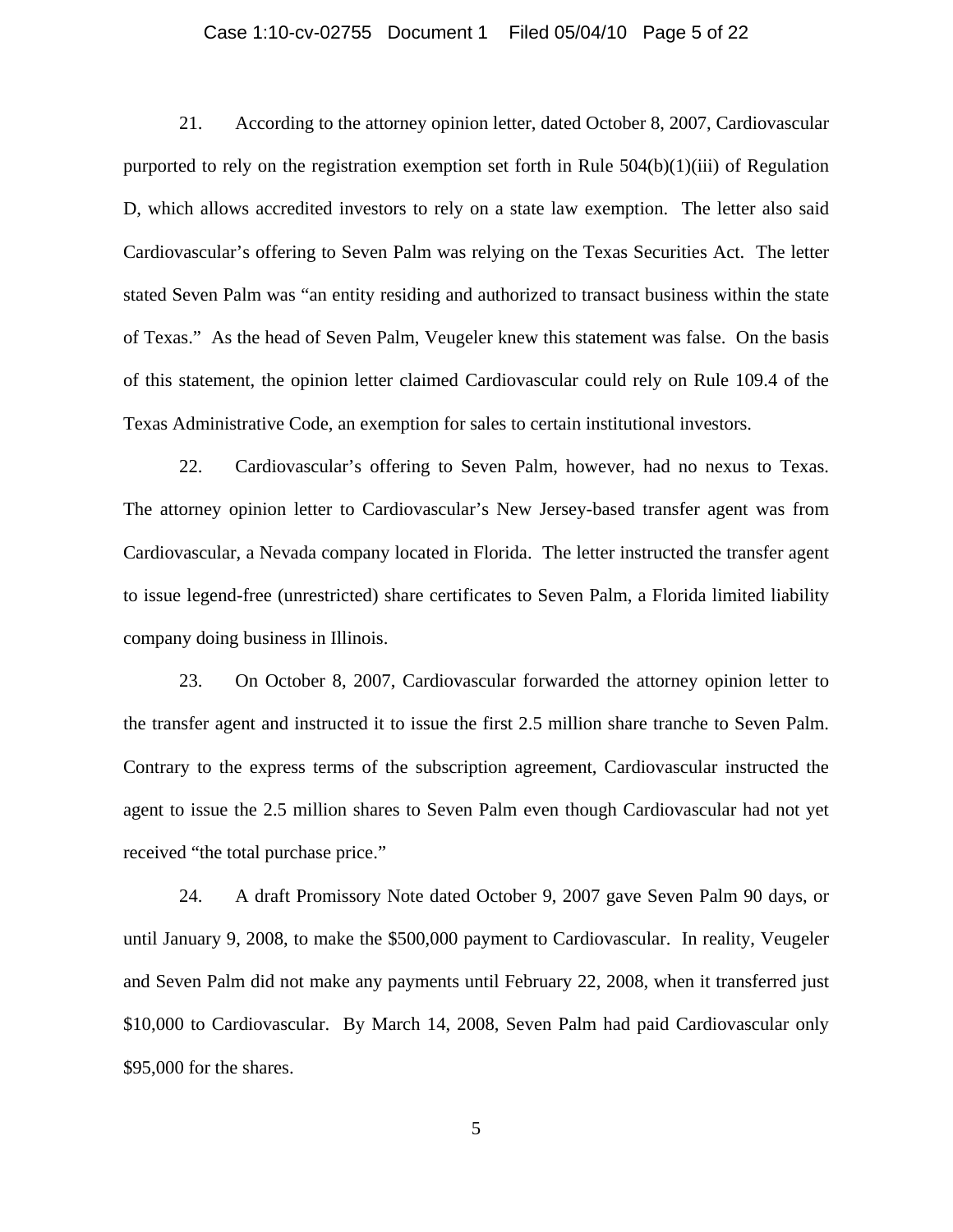21. According to the attorney opinion letter, dated October 8, 2007, Cardiovascular purported to rely on the registration exemption set forth in Rule 504(b)(1)(iii) of Regulation D, which allows accredited investors to rely on a state law exemption. The letter also said Cardiovascular's offering to Seven Palm was relying on the Texas Securities Act. The letter stated Seven Palm was "an entity residing and authorized to transact business within the state of Texas." As the head of Seven Palm, Veugeler knew this statement was false. On the basis of this statement, the opinion letter claimed Cardiovascular could rely on Rule 109.4 of the Texas Administrative Code, an exemption for sales to certain institutional investors.

22. Cardiovascular's offering to Seven Palm, however, had no nexus to Texas. The attorney opinion letter to Cardiovascular's New Jersey-based transfer agent was from Cardiovascular, a Nevada company located in Florida. The letter instructed the transfer agent to issue legend-free (unrestricted) share certificates to Seven Palm, a Florida limited liability company doing business in Illinois.

23. On October 8, 2007, Cardiovascular forwarded the attorney opinion letter to the transfer agent and instructed it to issue the first 2.5 million share tranche to Seven Palm. Contrary to the express terms of the subscription agreement, Cardiovascular instructed the agent to issue the 2.5 million shares to Seven Palm even though Cardiovascular had not yet received "the total purchase price."

24. A draft Promissory Note dated October 9, 2007 gave Seven Palm 90 days, or until January 9, 2008, to make the $500,000 payment to Cardiovascular. In reality, Veugeler and Seven Palm did not make any payments until February 22, 2008, when it transferred just $10,000 to Cardiovascular. By March 14, 2008, Seven Palm had paid Cardiovascular only $95,000 for the shares.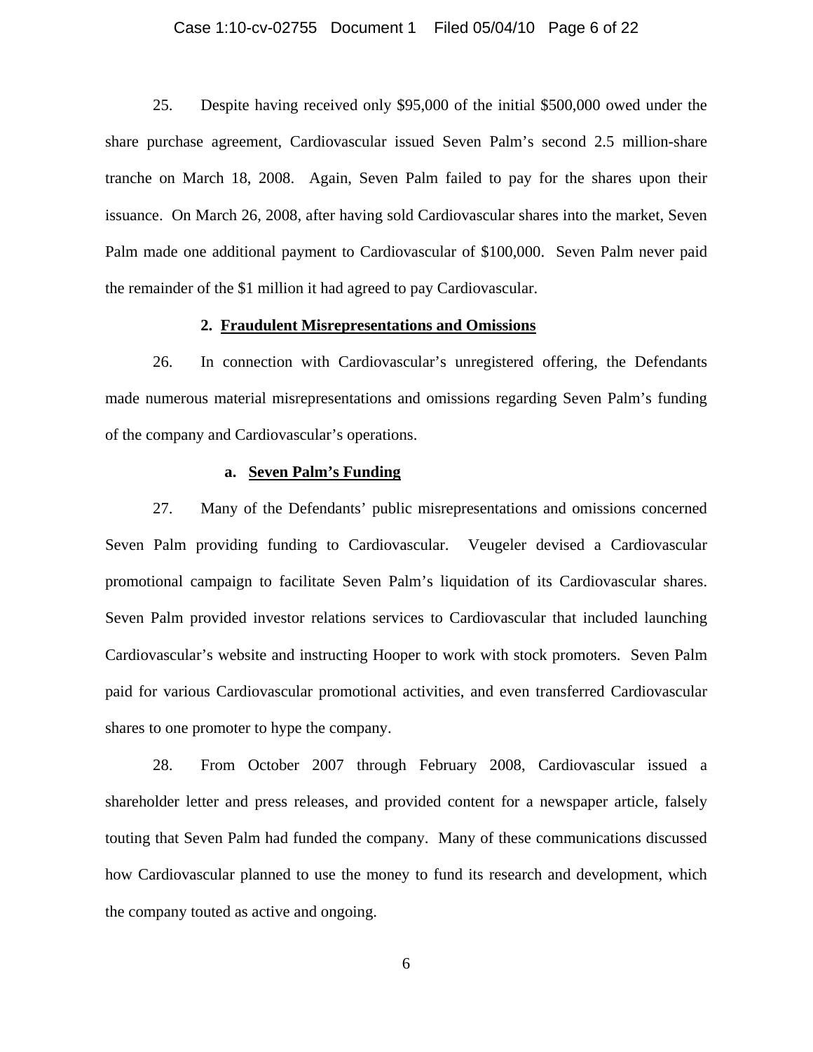25. Despite having received only $95,000 of the initial $500,000 owed under the share purchase agreement, Cardiovascular issued Seven Palm's second 2.5 million-share tranche on March 18, 2008. Again, Seven Palm failed to pay for the shares upon their issuance. On March 26, 2008, after having sold Cardiovascular shares into the market, Seven Palm made one additional payment to Cardiovascular of $100,000. Seven Palm never paid the remainder of the $1 million it had agreed to pay Cardiovascular.

### 2. Fraudulent Misrepresentations and Omissions

26. In connection with Cardiovascular's unregistered offering, the Defendants made numerous material misrepresentations and omissions regarding Seven Palm's funding of the company and Cardiovascular's operations.

#### a. Seven Palm's Funding

27. Many of the Defendants' public misrepresentations and omissions concerned Seven Palm providing funding to Cardiovascular. Veugeler devised a Cardiovascular promotional campaign to facilitate Seven Palm's liquidation of its Cardiovascular shares. Seven Palm provided investor relations services to Cardiovascular that included launching Cardiovascular's website and instructing Hooper to work with stock promoters. Seven Palm paid for various Cardiovascular promotional activities, and even transferred Cardiovascular shares to one promoter to hype the company.

28. From October 2007 through February 2008, Cardiovascular issued a shareholder letter and press releases, and provided content for a newspaper article, falsely touting that Seven Palm had funded the company. Many of these communications discussed how Cardiovascular planned to use the money to fund its research and development, which the company touted as active and ongoing.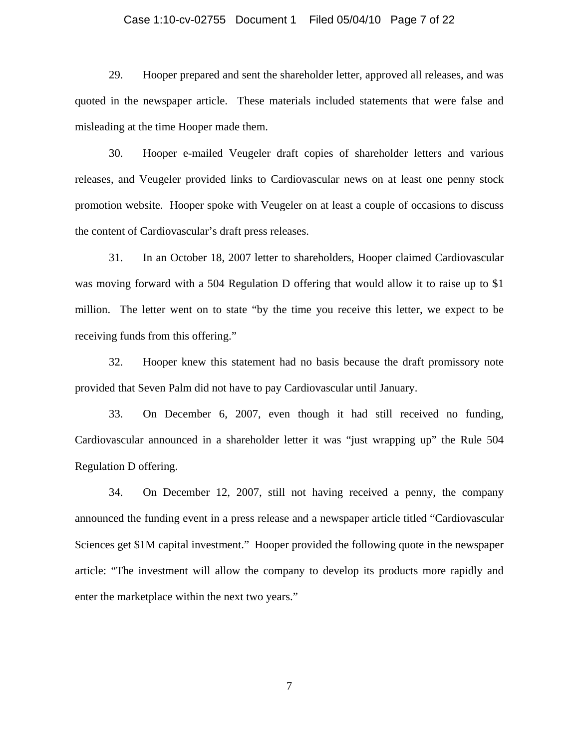29. Hooper prepared and sent the shareholder letter, approved all releases, and was quoted in the newspaper article. These materials included statements that were false and misleading at the time Hooper made them.

30. Hooper e-mailed Veugeler draft copies of shareholder letters and various releases, and Veugeler provided links to Cardiovascular news on at least one penny stock promotion website. Hooper spoke with Veugeler on at least a couple of occasions to discuss the content of Cardiovascular's draft press releases.

31. In an October 18, 2007 letter to shareholders, Hooper claimed Cardiovascular was moving forward with a 504 Regulation D offering that would allow it to raise up to $1 million. The letter went on to state "by the time you receive this letter, we expect to be receiving funds from this offering."

32. Hooper knew this statement had no basis because the draft promissory note provided that Seven Palm did not have to pay Cardiovascular until January.

33. On December 6, 2007, even though it had still received no funding, Cardiovascular announced in a shareholder letter it was "just wrapping up" the Rule 504 Regulation D offering.

34. On December 12, 2007, still not having received a penny, the company announced the funding event in a press release and a newspaper article titled "Cardiovascular Sciences get $1M capital investment." Hooper provided the following quote in the newspaper article: "The investment will allow the company to develop its products more rapidly and enter the marketplace within the next two years."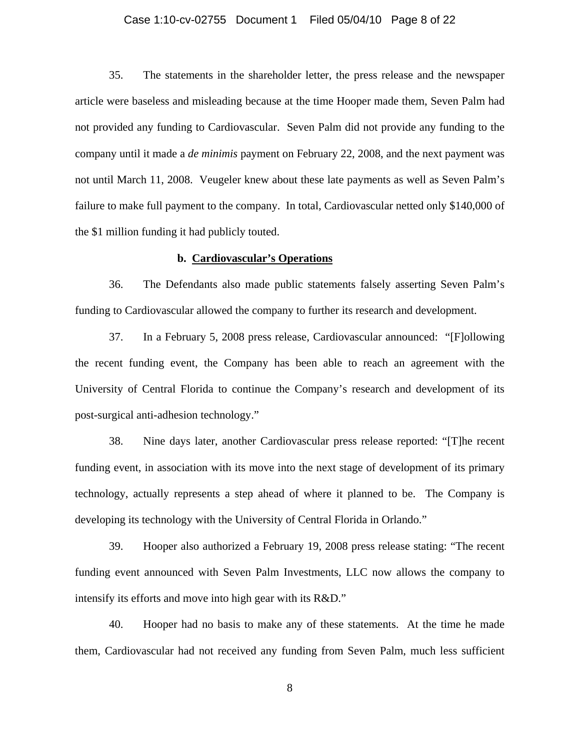35. The statements in the shareholder letter, the press release and the newspaper article were baseless and misleading because at the time Hooper made them, Seven Palm had not provided any funding to Cardiovascular. Seven Palm did not provide any funding to the company until it made a *de minimis* payment on February 22, 2008, and the next payment was not until March 11, 2008. Veugeler knew about these late payments as well as Seven Palm's failure to make full payment to the company. In total, Cardiovascular netted only $140,000 of the $1 million funding it had publicly touted.

**b. <u>Cardiovascular's Operations</u>**

36. The Defendants also made public statements falsely asserting Seven Palm's funding to Cardiovascular allowed the company to further its research and development.

37. In a February 5, 2008 press release, Cardiovascular announced: "[F]ollowing the recent funding event, the Company has been able to reach an agreement with the University of Central Florida to continue the Company's research and development of its post-surgical anti-adhesion technology."

38. Nine days later, another Cardiovascular press release reported: "[T]he recent funding event, in association with its move into the next stage of development of its primary technology, actually represents a step ahead of where it planned to be. The Company is developing its technology with the University of Central Florida in Orlando."

39. Hooper also authorized a February 19, 2008 press release stating: "The recent funding event announced with Seven Palm Investments, LLC now allows the company to intensify its efforts and move into high gear with its R&D."

40. Hooper had no basis to make any of these statements. At the time he made them, Cardiovascular had not received any funding from Seven Palm, much less sufficient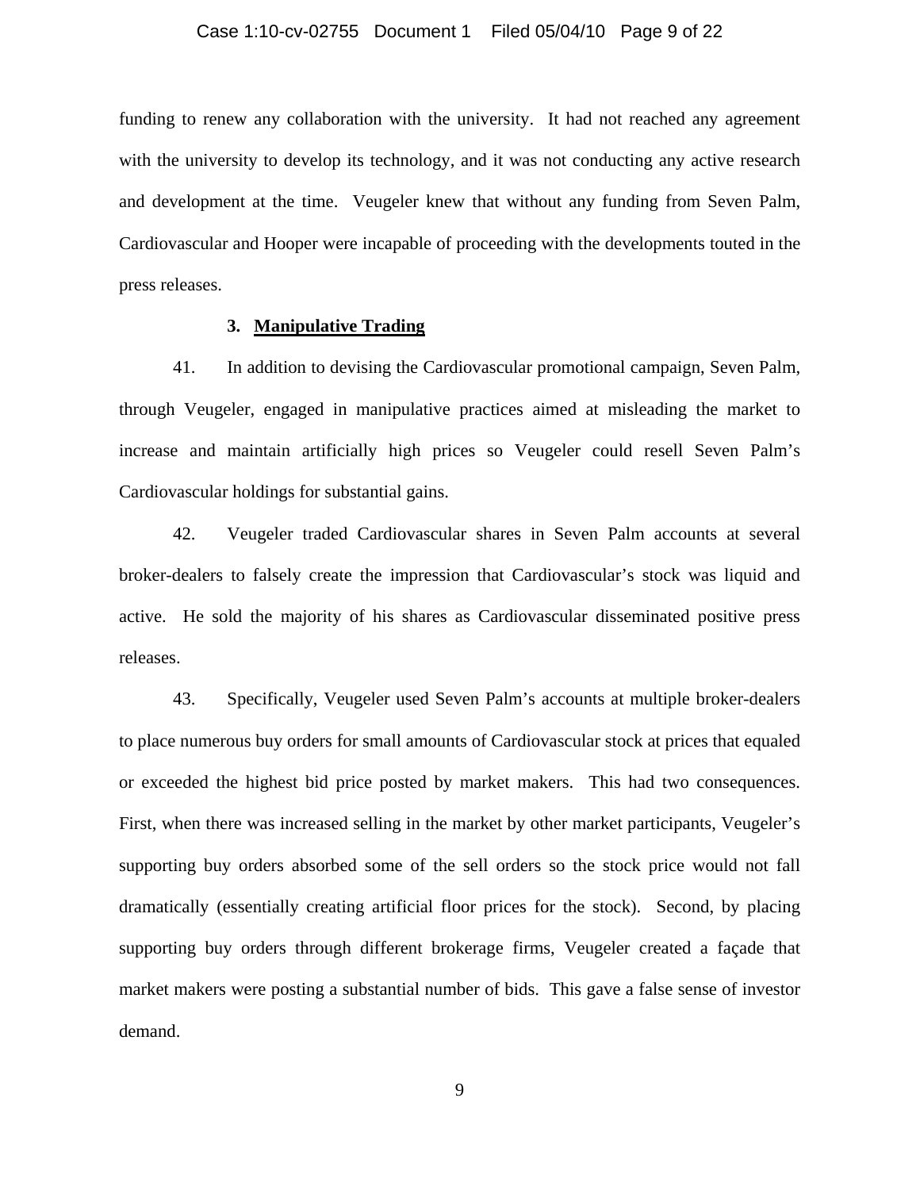funding to renew any collaboration with the university. It had not reached any agreement with the university to develop its technology, and it was not conducting any active research and development at the time. Veugeler knew that without any funding from Seven Palm, Cardiovascular and Hooper were incapable of proceeding with the developments touted in the press releases.

### 3. **Manipulative Trading**

41. In addition to devising the Cardiovascular promotional campaign, Seven Palm, through Veugeler, engaged in manipulative practices aimed at misleading the market to increase and maintain artificially high prices so Veugeler could resell Seven Palm's Cardiovascular holdings for substantial gains.

42. Veugeler traded Cardiovascular shares in Seven Palm accounts at several broker-dealers to falsely create the impression that Cardiovascular's stock was liquid and active. He sold the majority of his shares as Cardiovascular disseminated positive press releases.

43. Specifically, Veugeler used Seven Palm's accounts at multiple broker-dealers to place numerous buy orders for small amounts of Cardiovascular stock at prices that equaled or exceeded the highest bid price posted by market makers. This had two consequences. First, when there was increased selling in the market by other market participants, Veugeler's supporting buy orders absorbed some of the sell orders so the stock price would not fall dramatically (essentially creating artificial floor prices for the stock). Second, by placing supporting buy orders through different brokerage firms, Veugeler created a façade that market makers were posting a substantial number of bids. This gave a false sense of investor demand.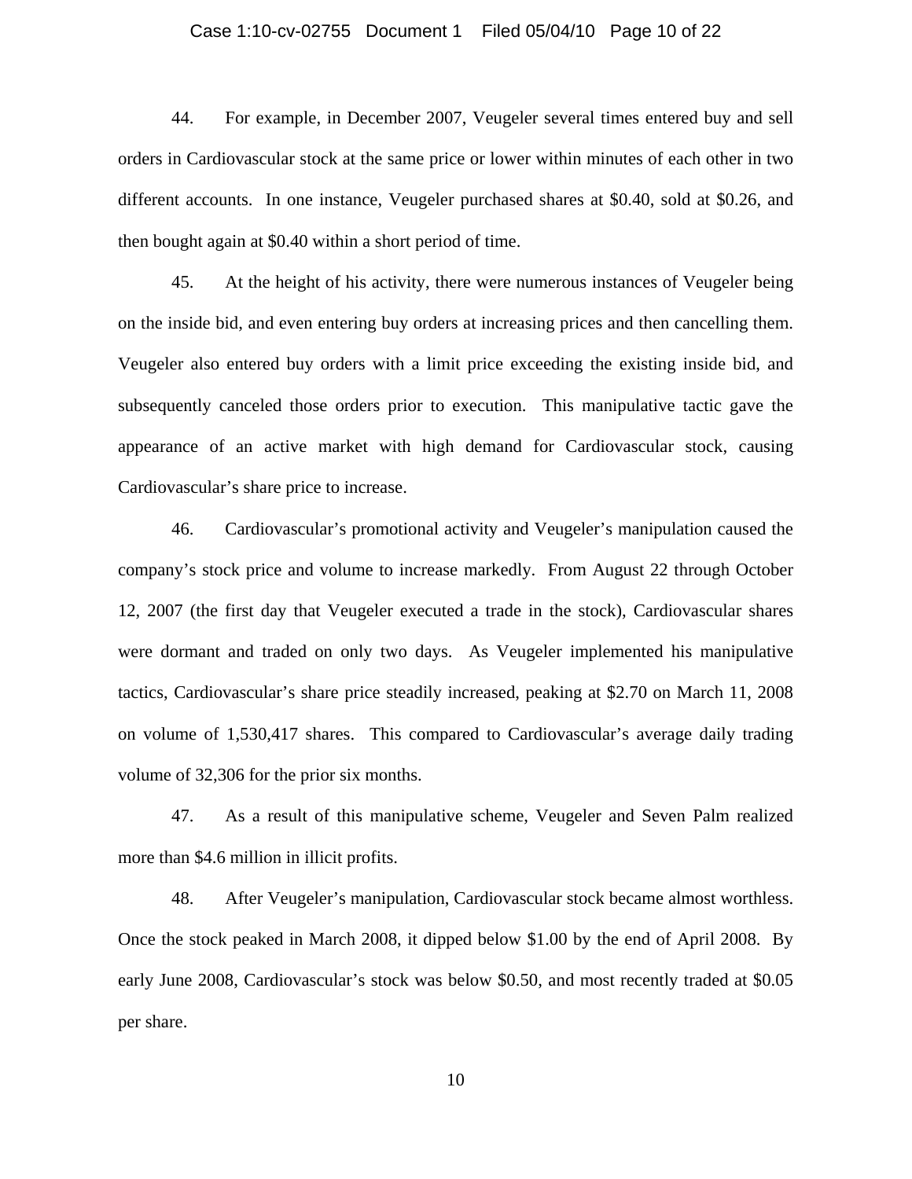44. For example, in December 2007, Veugeler several times entered buy and sell orders in Cardiovascular stock at the same price or lower within minutes of each other in two different accounts. In one instance, Veugeler purchased shares at $0.40, sold at $0.26, and then bought again at $0.40 within a short period of time.

45. At the height of his activity, there were numerous instances of Veugeler being on the inside bid, and even entering buy orders at increasing prices and then cancelling them. Veugeler also entered buy orders with a limit price exceeding the existing inside bid, and subsequently canceled those orders prior to execution. This manipulative tactic gave the appearance of an active market with high demand for Cardiovascular stock, causing Cardiovascular's share price to increase.

46. Cardiovascular's promotional activity and Veugeler's manipulation caused the company's stock price and volume to increase markedly. From August 22 through October 12, 2007 (the first day that Veugeler executed a trade in the stock), Cardiovascular shares were dormant and traded on only two days. As Veugeler implemented his manipulative tactics, Cardiovascular's share price steadily increased, peaking at $2.70 on March 11, 2008 on volume of 1,530,417 shares. This compared to Cardiovascular's average daily trading volume of 32,306 for the prior six months.

47. As a result of this manipulative scheme, Veugeler and Seven Palm realized more than $4.6 million in illicit profits.

48. After Veugeler's manipulation, Cardiovascular stock became almost worthless. Once the stock peaked in March 2008, it dipped below $1.00 by the end of April 2008. By early June 2008, Cardiovascular's stock was below $0.50, and most recently traded at $0.05 per share.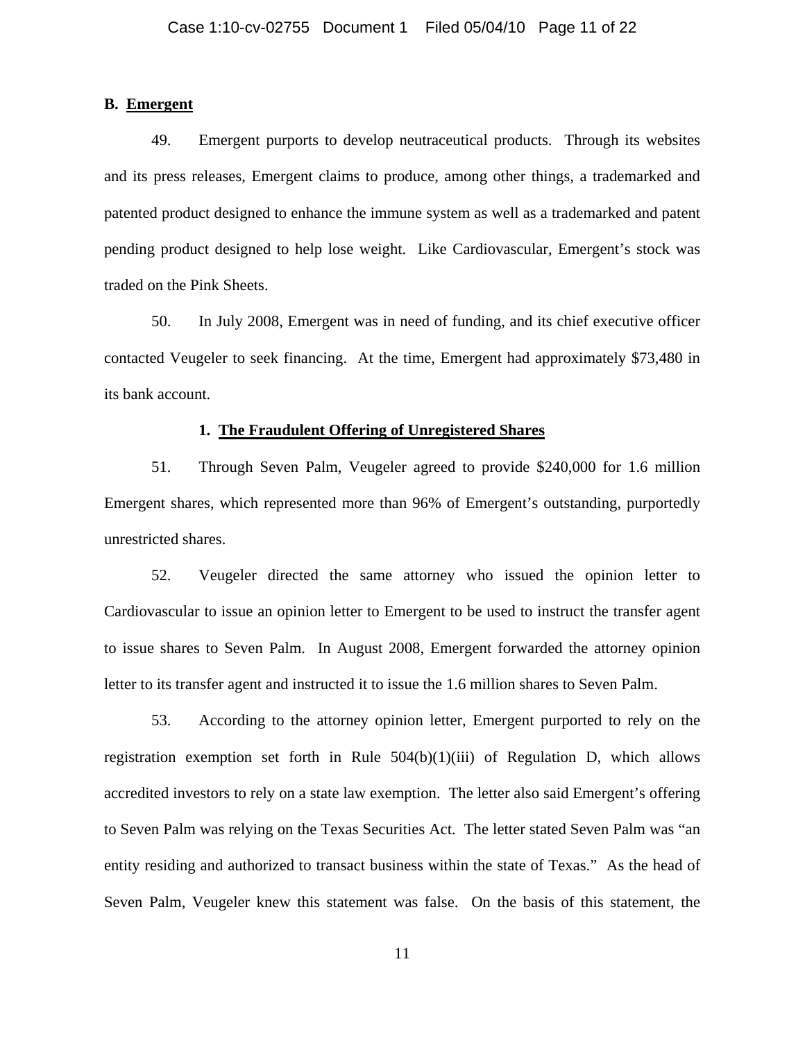**B. <u>Emergent</u>**

49. Emergent purports to develop neutraceutical products. Through its websites and its press releases, Emergent claims to produce, among other things, a trademarked and patented product designed to enhance the immune system as well as a trademarked and patent pending product designed to help lose weight. Like Cardiovascular, Emergent's stock was traded on the Pink Sheets.

50. In July 2008, Emergent was in need of funding, and its chief executive officer contacted Veugeler to seek financing. At the time, Emergent had approximately $73,480 in its bank account.

**1. <u>The Fraudulent Offering of Unregistered Shares</u>**

51. Through Seven Palm, Veugeler agreed to provide $240,000 for 1.6 million Emergent shares, which represented more than 96% of Emergent's outstanding, purportedly unrestricted shares.

52. Veugeler directed the same attorney who issued the opinion letter to Cardiovascular to issue an opinion letter to Emergent to be used to instruct the transfer agent to issue shares to Seven Palm. In August 2008, Emergent forwarded the attorney opinion letter to its transfer agent and instructed it to issue the 1.6 million shares to Seven Palm.

53. According to the attorney opinion letter, Emergent purported to rely on the registration exemption set forth in Rule 504(b)(1)(iii) of Regulation D, which allows accredited investors to rely on a state law exemption. The letter also said Emergent's offering to Seven Palm was relying on the Texas Securities Act. The letter stated Seven Palm was "an entity residing and authorized to transact business within the state of Texas." As the head of Seven Palm, Veugeler knew this statement was false. On the basis of this statement, the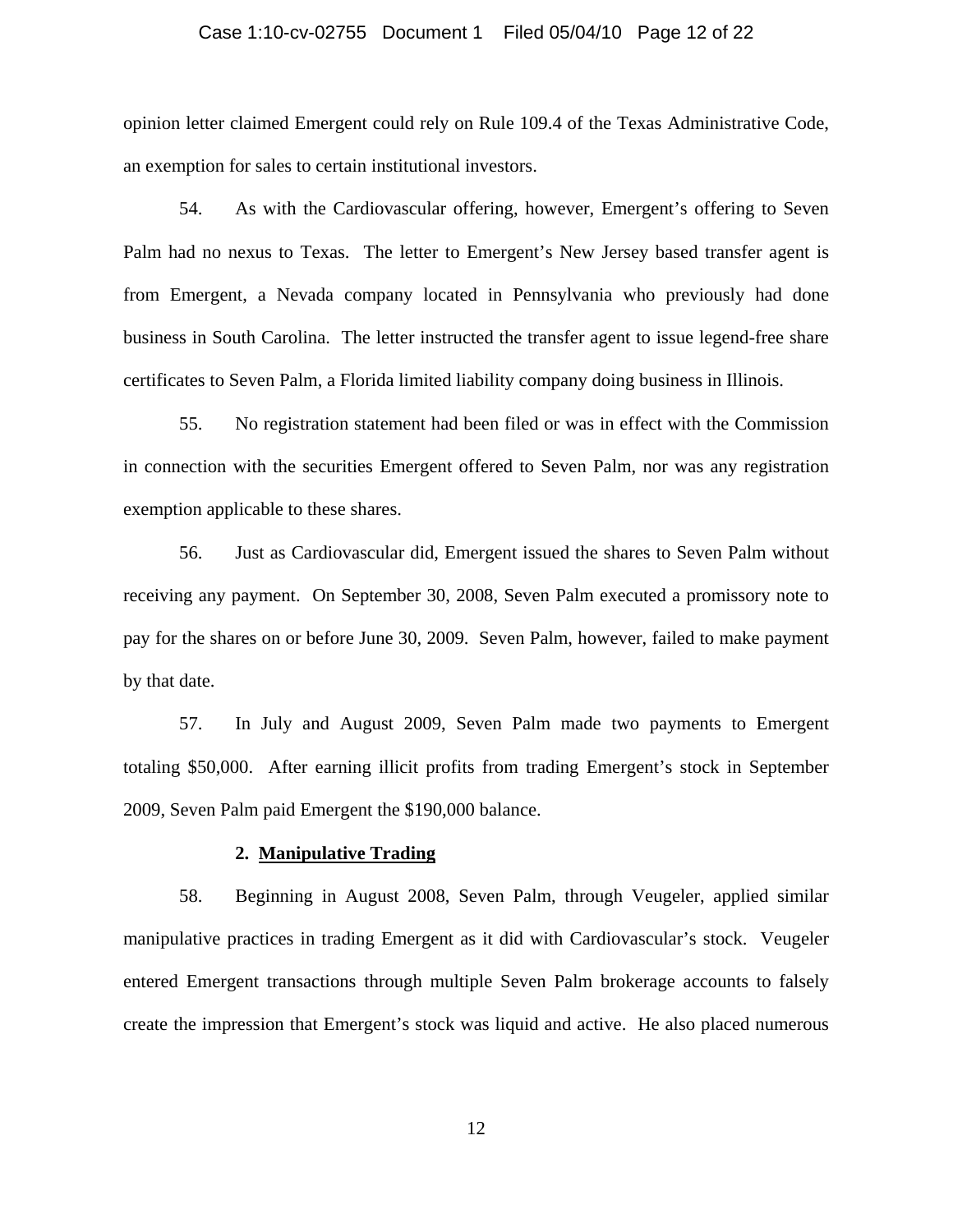opinion letter claimed Emergent could rely on Rule 109.4 of the Texas Administrative Code, an exemption for sales to certain institutional investors.

54. As with the Cardiovascular offering, however, Emergent's offering to Seven Palm had no nexus to Texas. The letter to Emergent's New Jersey based transfer agent is from Emergent, a Nevada company located in Pennsylvania who previously had done business in South Carolina. The letter instructed the transfer agent to issue legend-free share certificates to Seven Palm, a Florida limited liability company doing business in Illinois.

55. No registration statement had been filed or was in effect with the Commission in connection with the securities Emergent offered to Seven Palm, nor was any registration exemption applicable to these shares.

56. Just as Cardiovascular did, Emergent issued the shares to Seven Palm without receiving any payment. On September 30, 2008, Seven Palm executed a promissory note to pay for the shares on or before June 30, 2009. Seven Palm, however, failed to make payment by that date.

57. In July and August 2009, Seven Palm made two payments to Emergent totaling $50,000. After earning illicit profits from trading Emergent's stock in September 2009, Seven Palm paid Emergent the $190,000 balance.

### 2. <u>Manipulative Trading</u>

58. Beginning in August 2008, Seven Palm, through Veugeler, applied similar manipulative practices in trading Emergent as it did with Cardiovascular's stock. Veugeler entered Emergent transactions through multiple Seven Palm brokerage accounts to falsely create the impression that Emergent's stock was liquid and active. He also placed numerous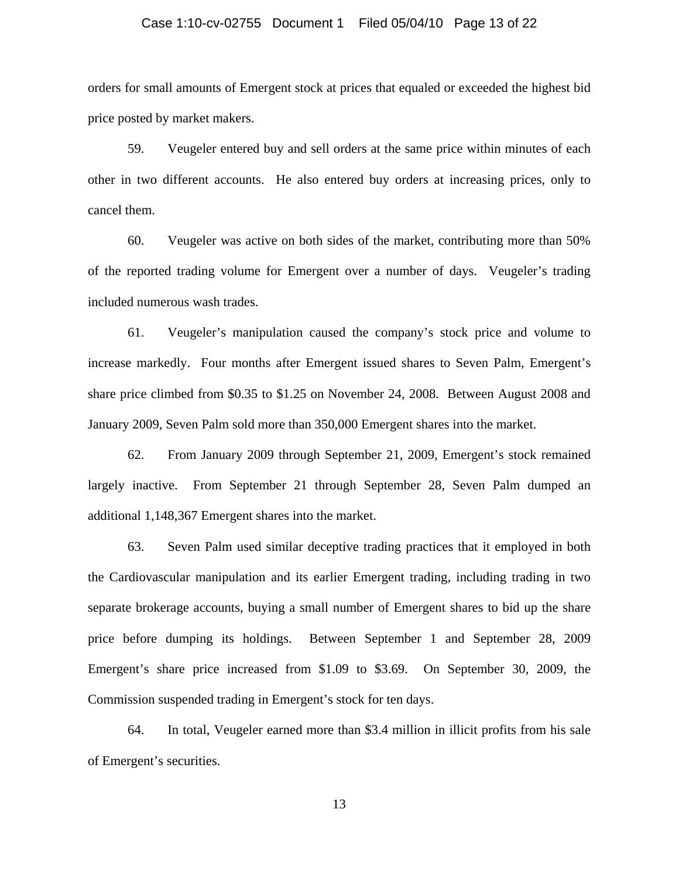orders for small amounts of Emergent stock at prices that equaled or exceeded the highest bid price posted by market makers.

59. Veugeler entered buy and sell orders at the same price within minutes of each other in two different accounts. He also entered buy orders at increasing prices, only to cancel them.

60. Veugeler was active on both sides of the market, contributing more than 50% of the reported trading volume for Emergent over a number of days. Veugeler's trading included numerous wash trades.

61. Veugeler's manipulation caused the company's stock price and volume to increase markedly. Four months after Emergent issued shares to Seven Palm, Emergent's share price climbed from $0.35 to $1.25 on November 24, 2008. Between August 2008 and January 2009, Seven Palm sold more than 350,000 Emergent shares into the market.

62. From January 2009 through September 21, 2009, Emergent's stock remained largely inactive. From September 21 through September 28, Seven Palm dumped an additional 1,148,367 Emergent shares into the market.

63. Seven Palm used similar deceptive trading practices that it employed in both the Cardiovascular manipulation and its earlier Emergent trading, including trading in two separate brokerage accounts, buying a small number of Emergent shares to bid up the share price before dumping its holdings. Between September 1 and September 28, 2009 Emergent's share price increased from $1.09 to $3.69. On September 30, 2009, the Commission suspended trading in Emergent's stock for ten days.

64. In total, Veugeler earned more than $3.4 million in illicit profits from his sale of Emergent's securities.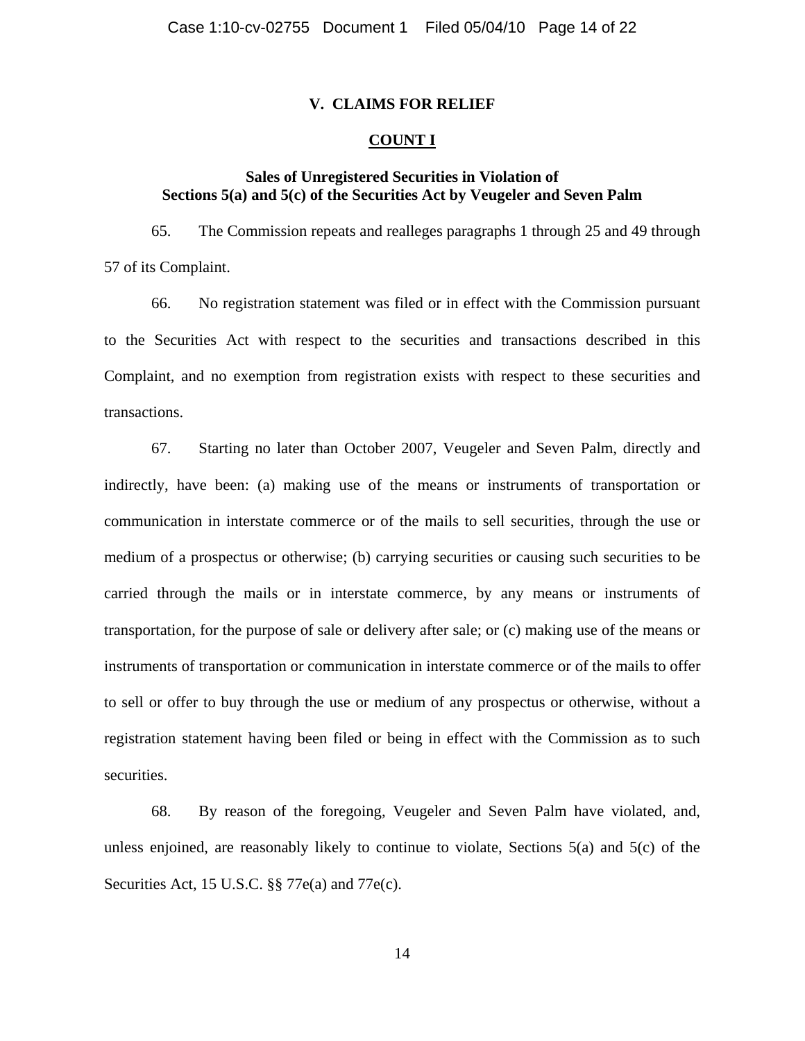## V. CLAIMS FOR RELIEF

### COUNT I

### Sales of Unregistered Securities in Violation of Sections 5(a) and 5(c) of the Securities Act by Veugeler and Seven Palm

65. The Commission repeats and realleges paragraphs 1 through 25 and 49 through 57 of its Complaint.

66. No registration statement was filed or in effect with the Commission pursuant to the Securities Act with respect to the securities and transactions described in this Complaint, and no exemption from registration exists with respect to these securities and transactions.

67. Starting no later than October 2007, Veugeler and Seven Palm, directly and indirectly, have been: (a) making use of the means or instruments of transportation or communication in interstate commerce or of the mails to sell securities, through the use or medium of a prospectus or otherwise; (b) carrying securities or causing such securities to be carried through the mails or in interstate commerce, by any means or instruments of transportation, for the purpose of sale or delivery after sale; or (c) making use of the means or instruments of transportation or communication in interstate commerce or of the mails to offer to sell or offer to buy through the use or medium of any prospectus or otherwise, without a registration statement having been filed or being in effect with the Commission as to such securities.

68. By reason of the foregoing, Veugeler and Seven Palm have violated, and, unless enjoined, are reasonably likely to continue to violate, Sections 5(a) and 5(c) of the Securities Act, 15 U.S.C. §§ 77e(a) and 77e(c).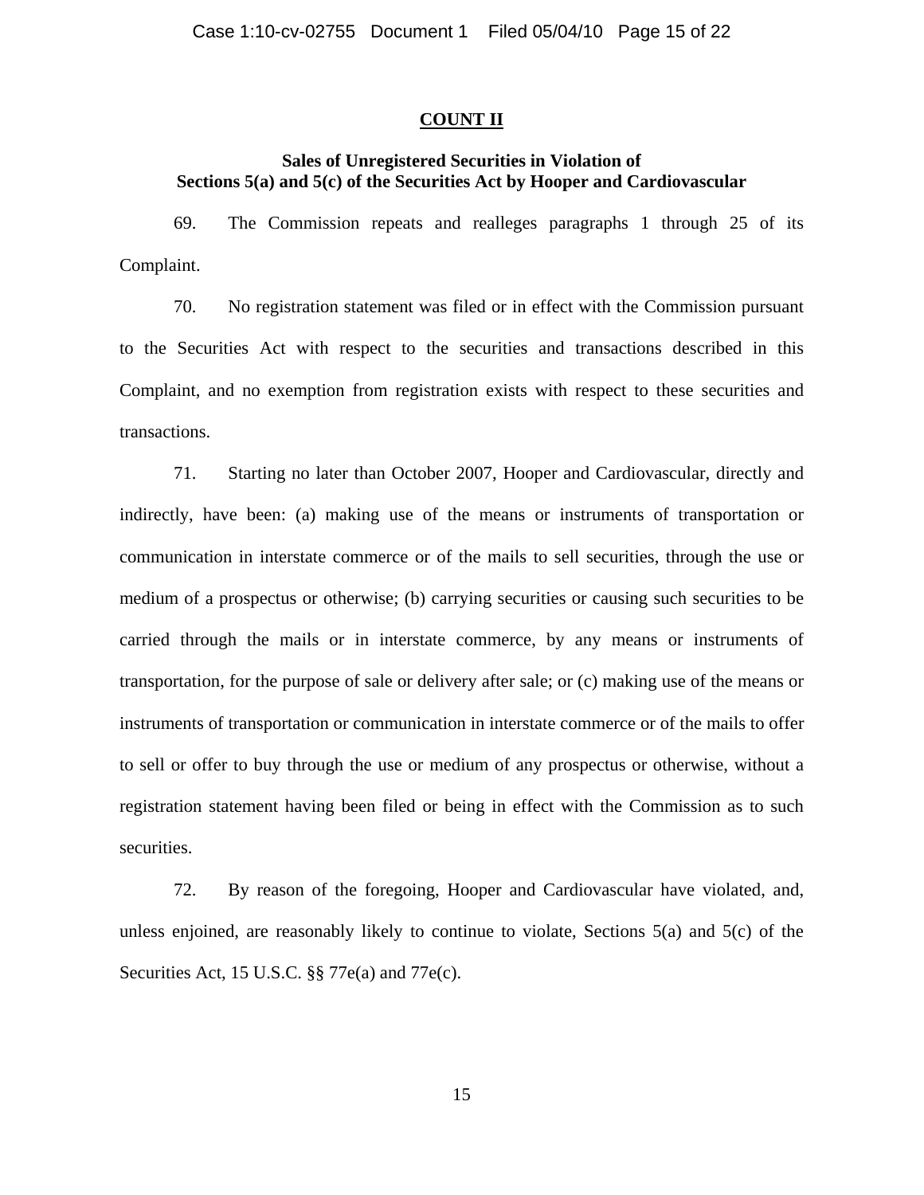## COUNT II

### Sales of Unregistered Securities in Violation of Sections 5(a) and 5(c) of the Securities Act by Hooper and Cardiovascular

69. The Commission repeats and realleges paragraphs 1 through 25 of its Complaint.

70. No registration statement was filed or in effect with the Commission pursuant to the Securities Act with respect to the securities and transactions described in this Complaint, and no exemption from registration exists with respect to these securities and transactions.

71. Starting no later than October 2007, Hooper and Cardiovascular, directly and indirectly, have been: (a) making use of the means or instruments of transportation or communication in interstate commerce or of the mails to sell securities, through the use or medium of a prospectus or otherwise; (b) carrying securities or causing such securities to be carried through the mails or in interstate commerce, by any means or instruments of transportation, for the purpose of sale or delivery after sale; or (c) making use of the means or instruments of transportation or communication in interstate commerce or of the mails to offer to sell or offer to buy through the use or medium of any prospectus or otherwise, without a registration statement having been filed or being in effect with the Commission as to such securities.

72. By reason of the foregoing, Hooper and Cardiovascular have violated, and, unless enjoined, are reasonably likely to continue to violate, Sections 5(a) and 5(c) of the Securities Act, 15 U.S.C. §§ 77e(a) and 77e(c).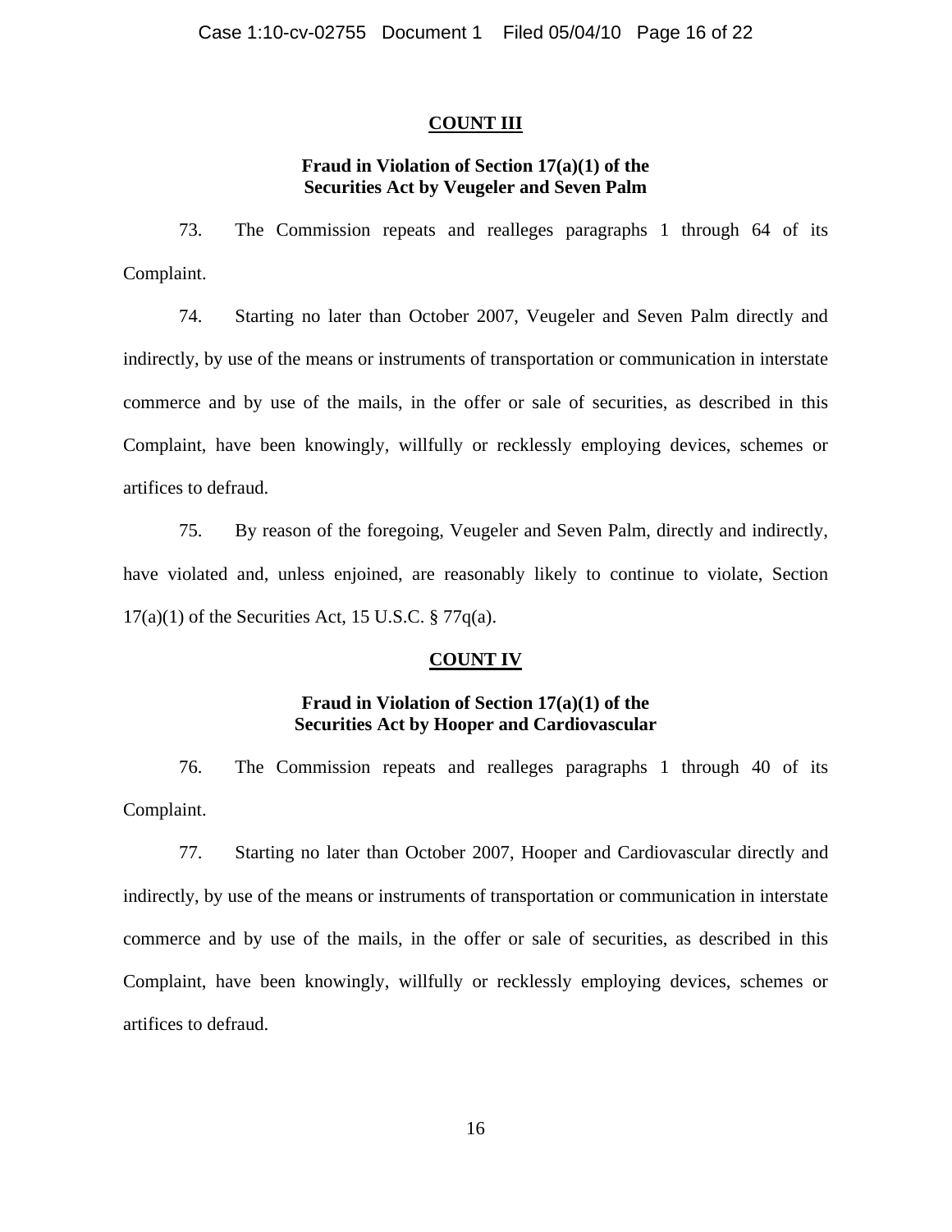## COUNT III

### Fraud in Violation of Section 17(a)(1) of the Securities Act by Veugeler and Seven Palm

73. The Commission repeats and realleges paragraphs 1 through 64 of its Complaint.

74. Starting no later than October 2007, Veugeler and Seven Palm directly and indirectly, by use of the means or instruments of transportation or communication in interstate commerce and by use of the mails, in the offer or sale of securities, as described in this Complaint, have been knowingly, willfully or recklessly employing devices, schemes or artifices to defraud.

75. By reason of the foregoing, Veugeler and Seven Palm, directly and indirectly, have violated and, unless enjoined, are reasonably likely to continue to violate, Section 17(a)(1) of the Securities Act, 15 U.S.C. § 77q(a).

## COUNT IV

### Fraud in Violation of Section 17(a)(1) of the Securities Act by Hooper and Cardiovascular

76. The Commission repeats and realleges paragraphs 1 through 40 of its Complaint.

77. Starting no later than October 2007, Hooper and Cardiovascular directly and indirectly, by use of the means or instruments of transportation or communication in interstate commerce and by use of the mails, in the offer or sale of securities, as described in this Complaint, have been knowingly, willfully or recklessly employing devices, schemes or artifices to defraud.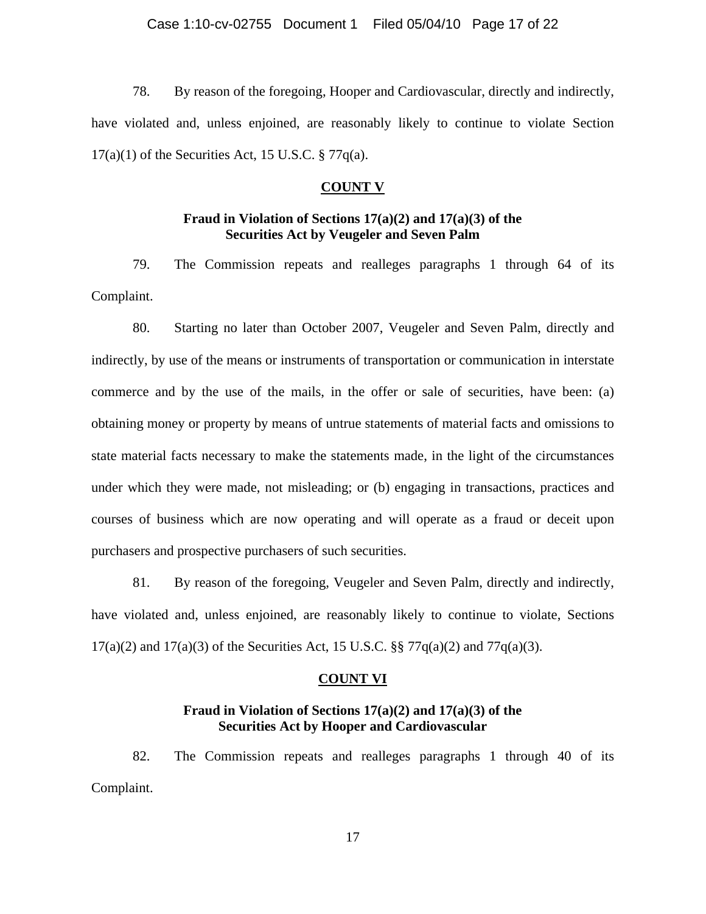78. By reason of the foregoing, Hooper and Cardiovascular, directly and indirectly, have violated and, unless enjoined, are reasonably likely to continue to violate Section 17(a)(1) of the Securities Act, 15 U.S.C. § 77q(a).

## COUNT V

### Fraud in Violation of Sections 17(a)(2) and 17(a)(3) of the Securities Act by Veugeler and Seven Palm

79. The Commission repeats and realleges paragraphs 1 through 64 of its Complaint.

80. Starting no later than October 2007, Veugeler and Seven Palm, directly and indirectly, by use of the means or instruments of transportation or communication in interstate commerce and by the use of the mails, in the offer or sale of securities, have been: (a) obtaining money or property by means of untrue statements of material facts and omissions to state material facts necessary to make the statements made, in the light of the circumstances under which they were made, not misleading; or (b) engaging in transactions, practices and courses of business which are now operating and will operate as a fraud or deceit upon purchasers and prospective purchasers of such securities.

81. By reason of the foregoing, Veugeler and Seven Palm, directly and indirectly, have violated and, unless enjoined, are reasonably likely to continue to violate, Sections 17(a)(2) and 17(a)(3) of the Securities Act, 15 U.S.C. §§ 77q(a)(2) and 77q(a)(3).

## COUNT VI

### Fraud in Violation of Sections 17(a)(2) and 17(a)(3) of the Securities Act by Hooper and Cardiovascular

82. The Commission repeats and realleges paragraphs 1 through 40 of its Complaint.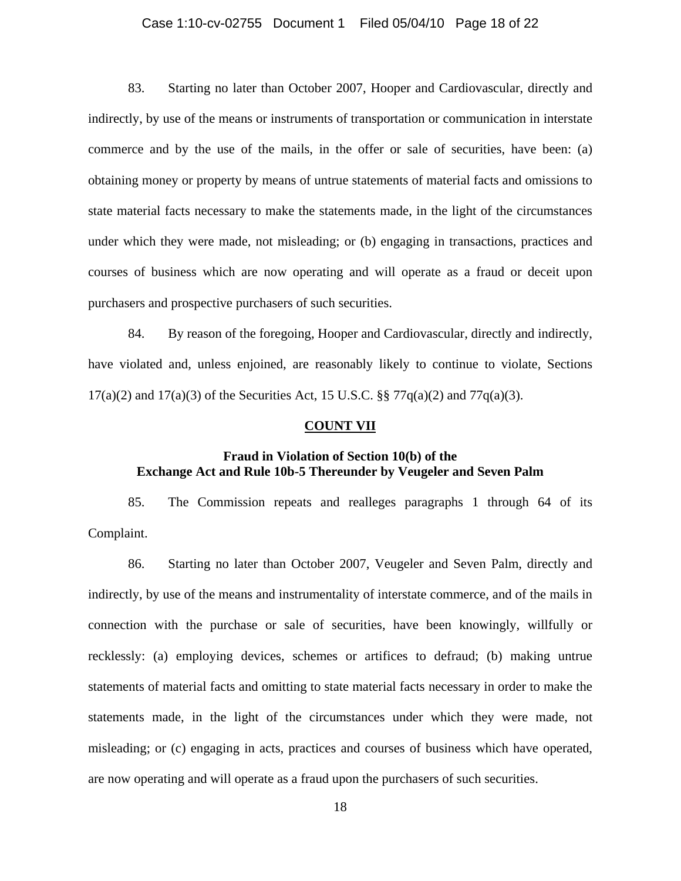83. Starting no later than October 2007, Hooper and Cardiovascular, directly and indirectly, by use of the means or instruments of transportation or communication in interstate commerce and by the use of the mails, in the offer or sale of securities, have been: (a) obtaining money or property by means of untrue statements of material facts and omissions to state material facts necessary to make the statements made, in the light of the circumstances under which they were made, not misleading; or (b) engaging in transactions, practices and courses of business which are now operating and will operate as a fraud or deceit upon purchasers and prospective purchasers of such securities.

84. By reason of the foregoing, Hooper and Cardiovascular, directly and indirectly, have violated and, unless enjoined, are reasonably likely to continue to violate, Sections 17(a)(2) and 17(a)(3) of the Securities Act, 15 U.S.C. §§ 77q(a)(2) and 77q(a)(3).

## COUNT VII

### Fraud in Violation of Section 10(b) of the Exchange Act and Rule 10b-5 Thereunder by Veugeler and Seven Palm

85. The Commission repeats and realleges paragraphs 1 through 64 of its Complaint.

86. Starting no later than October 2007, Veugeler and Seven Palm, directly and indirectly, by use of the means and instrumentality of interstate commerce, and of the mails in connection with the purchase or sale of securities, have been knowingly, willfully or recklessly: (a) employing devices, schemes or artifices to defraud; (b) making untrue statements of material facts and omitting to state material facts necessary in order to make the statements made, in the light of the circumstances under which they were made, not misleading; or (c) engaging in acts, practices and courses of business which have operated, are now operating and will operate as a fraud upon the purchasers of such securities.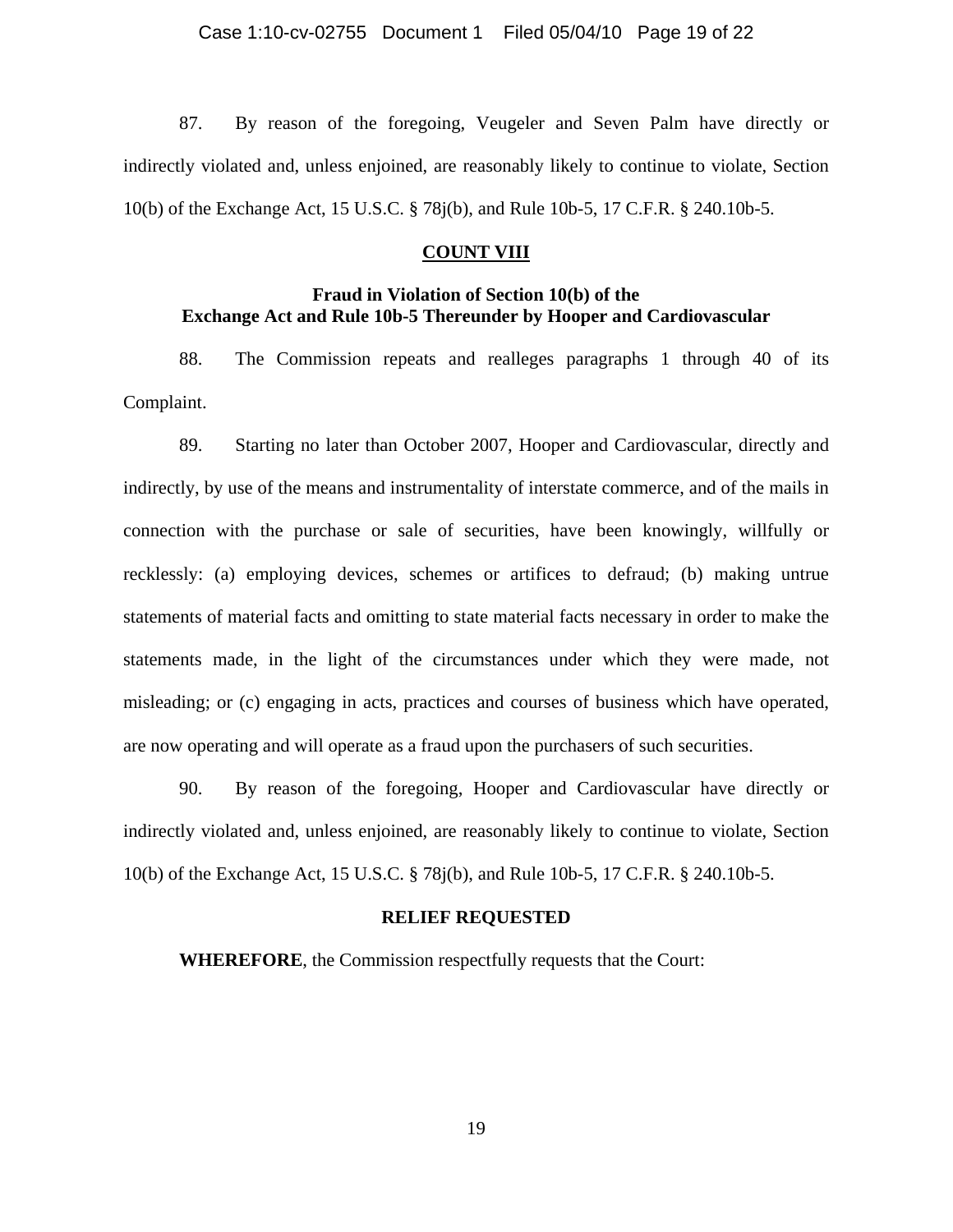87. By reason of the foregoing, Veugeler and Seven Palm have directly or indirectly violated and, unless enjoined, are reasonably likely to continue to violate, Section 10(b) of the Exchange Act, 15 U.S.C. § 78j(b), and Rule 10b-5, 17 C.F.R. § 240.10b-5.

## COUNT VIII

### Fraud in Violation of Section 10(b) of the Exchange Act and Rule 10b-5 Thereunder by Hooper and Cardiovascular

88. The Commission repeats and realleges paragraphs 1 through 40 of its Complaint.

89. Starting no later than October 2007, Hooper and Cardiovascular, directly and indirectly, by use of the means and instrumentality of interstate commerce, and of the mails in connection with the purchase or sale of securities, have been knowingly, willfully or recklessly: (a) employing devices, schemes or artifices to defraud; (b) making untrue statements of material facts and omitting to state material facts necessary in order to make the statements made, in the light of the circumstances under which they were made, not misleading; or (c) engaging in acts, practices and courses of business which have operated, are now operating and will operate as a fraud upon the purchasers of such securities.

90. By reason of the foregoing, Hooper and Cardiovascular have directly or indirectly violated and, unless enjoined, are reasonably likely to continue to violate, Section 10(b) of the Exchange Act, 15 U.S.C. § 78j(b), and Rule 10b-5, 17 C.F.R. § 240.10b-5.

## RELIEF REQUESTED

**WHEREFORE**, the Commission respectfully requests that the Court: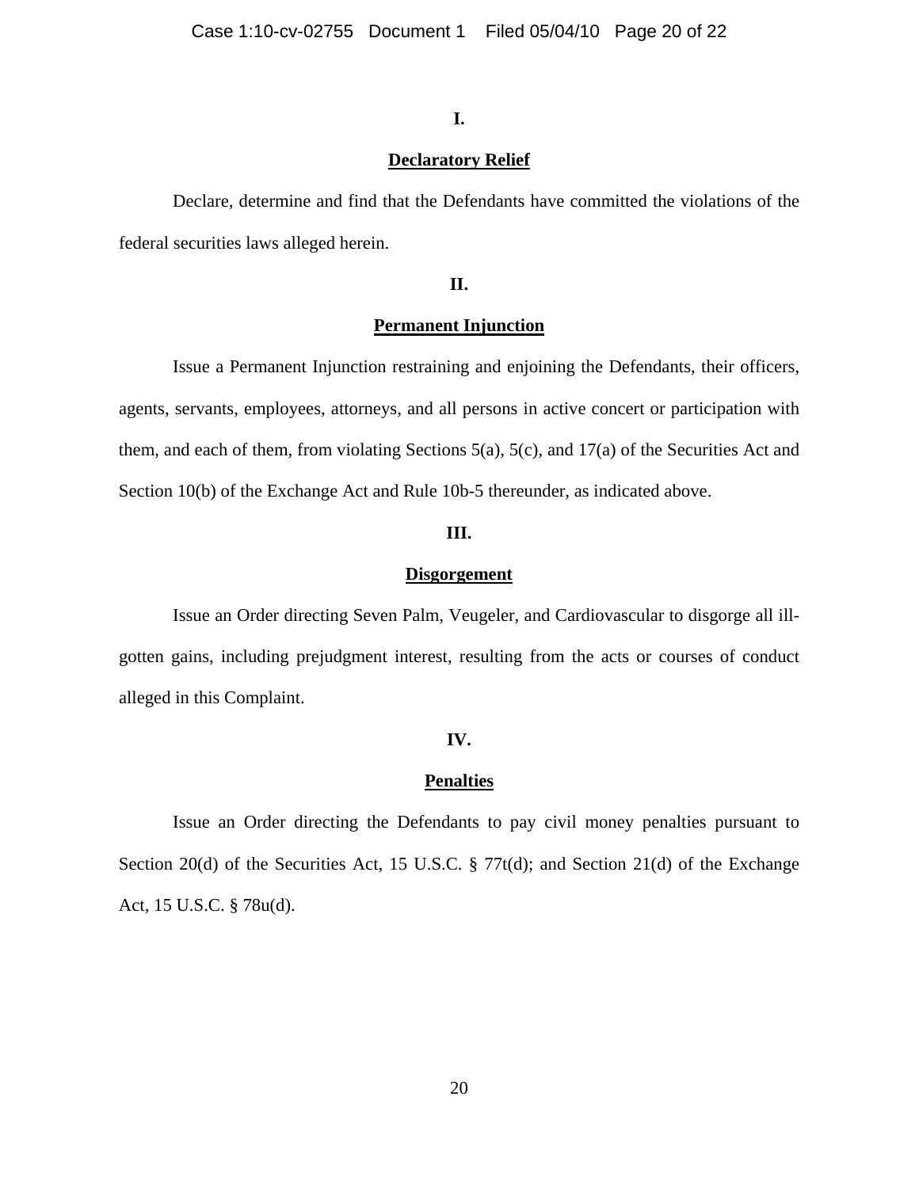**I.**

**Declaratory Relief**

Declare, determine and find that the Defendants have committed the violations of the federal securities laws alleged herein.

**II.**

**Permanent Injunction**

Issue a Permanent Injunction restraining and enjoining the Defendants, their officers, agents, servants, employees, attorneys, and all persons in active concert or participation with them, and each of them, from violating Sections 5(a), 5(c), and 17(a) of the Securities Act and Section 10(b) of the Exchange Act and Rule 10b-5 thereunder, as indicated above.

**III.**

**Disgorgement**

Issue an Order directing Seven Palm, Veugeler, and Cardiovascular to disgorge all ill-gotten gains, including prejudgment interest, resulting from the acts or courses of conduct alleged in this Complaint.

**IV.**

**Penalties**

Issue an Order directing the Defendants to pay civil money penalties pursuant to Section 20(d) of the Securities Act, 15 U.S.C. § 77t(d); and Section 21(d) of the Exchange Act, 15 U.S.C. § 78u(d).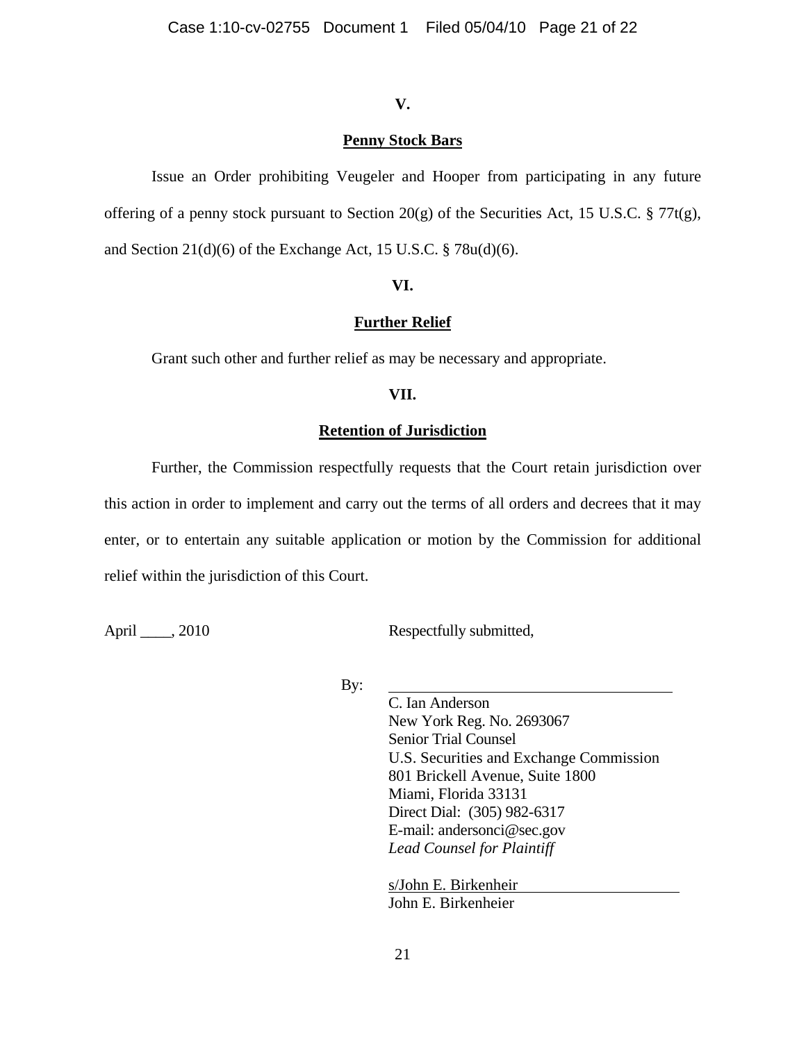**V.**

**Penny Stock Bars**

Issue an Order prohibiting Veugeler and Hooper from participating in any future offering of a penny stock pursuant to Section 20(g) of the Securities Act, 15 U.S.C. § 77t(g), and Section 21(d)(6) of the Exchange Act, 15 U.S.C. § 78u(d)(6).

**VI.**

**Further Relief**

Grant such other and further relief as may be necessary and appropriate.

**VII.**

**Retention of Jurisdiction**

Further, the Commission respectfully requests that the Court retain jurisdiction over this action in order to implement and carry out the terms of all orders and decrees that it may enter, or to entertain any suitable application or motion by the Commission for additional relief within the jurisdiction of this Court.

April ____, 2010

Respectfully submitted,

By: ______________________________

C. Ian Anderson
New York Reg. No. 2693067
Senior Trial Counsel
U.S. Securities and Exchange Commission
801 Brickell Avenue, Suite 1800
Miami, Florida 33131
Direct Dial: (305) 982-6317
E-mail: andersonci@sec.gov
*Lead Counsel for Plaintiff*

s/John E. Birkenheir
John E. Birkenheier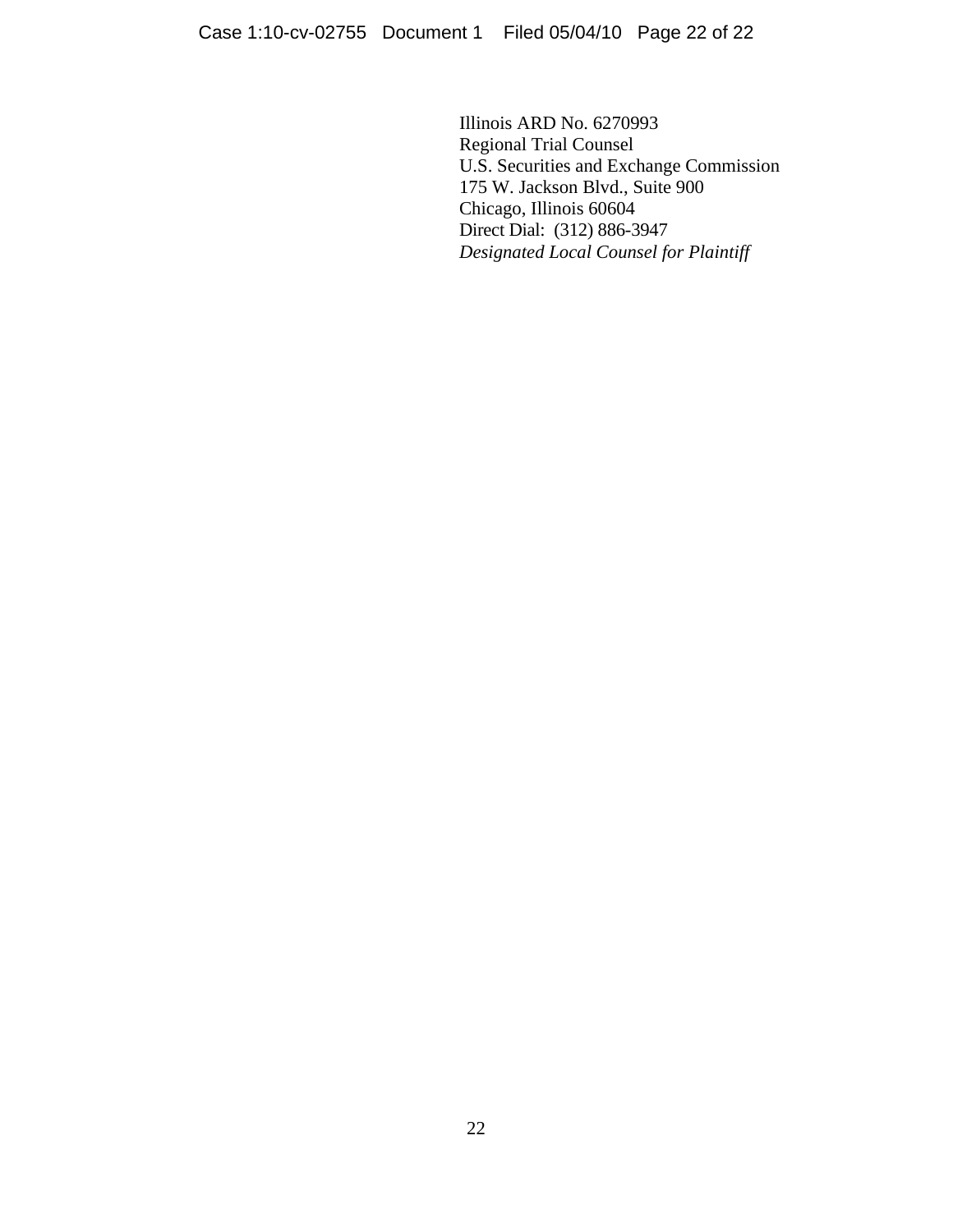Illinois ARD No. 6270993
Regional Trial Counsel
U.S. Securities and Exchange Commission
175 W. Jackson Blvd., Suite 900
Chicago, Illinois 60604
Direct Dial: (312) 886-3947
*Designated Local Counsel for Plaintiff*